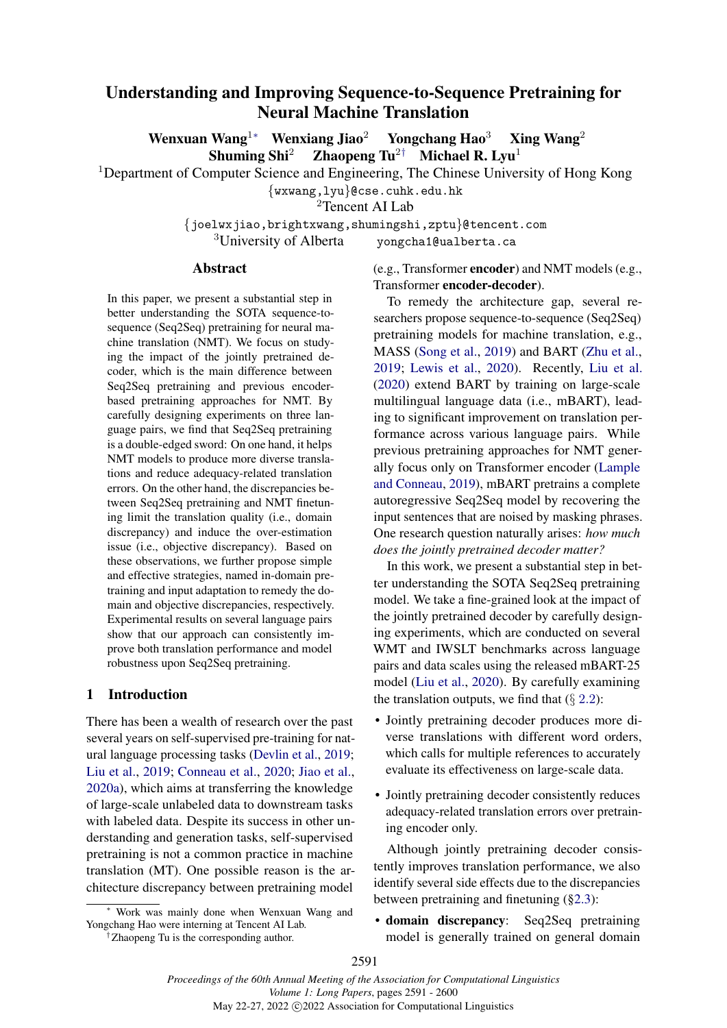# Understanding and Improving Sequence-to-Sequence Pretraining for Neural Machine Translation

**Wenxuan Wang**[1*] **Wenxiang Jiao**[2] **Yongchang Hao**[3] **Xing Wang**[2]
**Shuming Shi**[2] **Zhaopeng Tu**[2†] **Michael R. Lyu**[1]

[1]Department of Computer Science and Engineering, The Chinese University of Hong Kong
{wxwang,lyu}@cse.cuhk.edu.hk
[2]Tencent AI Lab
{joelwxjiao,brightxwang,shumingshi,zptu}@tencent.com
[3]University of Alberta yongcha1@ualberta.ca

## Abstract

In this paper, we present a substantial step in better understanding the SOTA sequence-to-sequence (Seq2Seq) pretraining for neural machine translation (NMT). We focus on studying the impact of the jointly pretrained decoder, which is the main difference between Seq2Seq pretraining and previous encoder-based pretraining approaches for NMT. By carefully designing experiments on three language pairs, we find that Seq2Seq pretraining is a double-edged sword: On one hand, it helps NMT models to produce more diverse translations and reduce adequacy-related translation errors. On the other hand, the discrepancies between Seq2Seq pretraining and NMT finetuning limit the translation quality (i.e., domain discrepancy) and induce the over-estimation issue (i.e., objective discrepancy). Based on these observations, we further propose simple and effective strategies, named in-domain pretraining and input adaptation to remedy the domain and objective discrepancies, respectively. Experimental results on several language pairs show that our approach can consistently improve both translation performance and model robustness upon Seq2Seq pretraining.

## 1 Introduction

There has been a wealth of research over the past several years on self-supervised pre-training for natural language processing tasks (Devlin et al., 2019; Liu et al., 2019; Conneau et al., 2020; Jiao et al., 2020a), which aims at transferring the knowledge of large-scale unlabeled data to downstream tasks with labeled data. Despite its success in other understanding and generation tasks, self-supervised pretraining is not a common practice in machine translation (MT). One possible reason is the architecture discrepancy between pretraining model (e.g., Transformer **encoder**) and NMT models (e.g., Transformer **encoder-decoder**).

To remedy the architecture gap, several researchers propose sequence-to-sequence (Seq2Seq) pretraining models for machine translation, e.g., MASS (Song et al., 2019) and BART (Zhu et al., 2019; Lewis et al., 2020). Recently, Liu et al. (2020) extend BART by training on large-scale multilingual language data (i.e., mBART), leading to significant improvement on translation performance across various language pairs. While previous pretraining approaches for NMT generally focus only on Transformer encoder (Lample and Conneau, 2019), mBART pretrains a complete autoregressive Seq2Seq model by recovering the input sentences that are noised by masking phrases. One research question naturally arises: *how much does the jointly pretrained decoder matter?*

In this work, we present a substantial step in better understanding the SOTA Seq2Seq pretraining model. We take a fine-grained look at the impact of the jointly pretrained decoder by carefully designing experiments, which are conducted on several WMT and IWSLT benchmarks across language pairs and data scales using the released mBART-25 model (Liu et al., 2020). By carefully examining the translation outputs, we find that (§ 2.2):

- Jointly pretraining decoder produces more diverse translations with different word orders, which calls for multiple references to accurately evaluate its effectiveness on large-scale data.
- Jointly pretraining decoder consistently reduces adequacy-related translation errors over pretraining encoder only.

Although jointly pretraining decoder consistently improves translation performance, we also identify several side effects due to the discrepancies between pretraining and finetuning (§2.3):

- **domain discrepancy**: Seq2Seq pretraining model is generally trained on general domain

[*] Work was mainly done when Wenxuan Wang and Yongchang Hao were interning at Tencent AI Lab.
[†]Zhaopeng Tu is the corresponding author.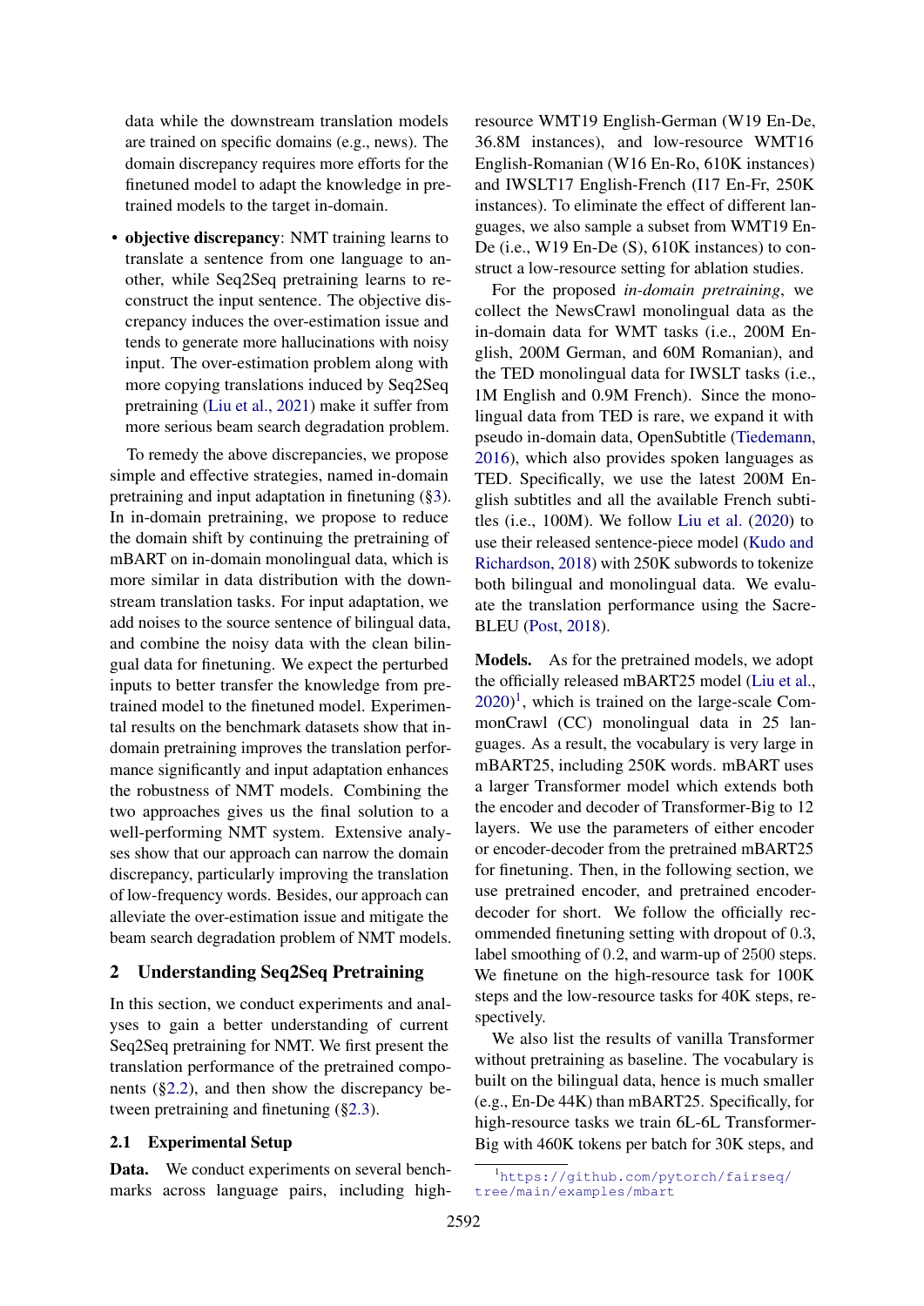data while the downstream translation models are trained on specific domains (e.g., news). The domain discrepancy requires more efforts for the finetuned model to adapt the knowledge in pre-trained models to the target in-domain.

- **objective discrepancy**: NMT training learns to translate a sentence from one language to another, while Seq2Seq pretraining learns to reconstruct the input sentence. The objective discrepancy induces the over-estimation issue and tends to generate more hallucinations with noisy input. The over-estimation problem along with more copying translations induced by Seq2Seq pretraining (Liu et al., 2021) make it suffer from more serious beam search degradation problem.

To remedy the above discrepancies, we propose simple and effective strategies, named in-domain pretraining and input adaptation in finetuning (§3). In in-domain pretraining, we propose to reduce the domain shift by continuing the pretraining of mBART on in-domain monolingual data, which is more similar in data distribution with the downstream translation tasks. For input adaptation, we add noises to the source sentence of bilingual data, and combine the noisy data with the clean bilingual data for finetuning. We expect the perturbed inputs to better transfer the knowledge from pretrained model to the finetuned model. Experimental results on the benchmark datasets show that in-domain pretraining improves the translation performance significantly and input adaptation enhances the robustness of NMT models. Combining the two approaches gives us the final solution to a well-performing NMT system. Extensive analyses show that our approach can narrow the domain discrepancy, particularly improving the translation of low-frequency words. Besides, our approach can alleviate the over-estimation issue and mitigate the beam search degradation problem of NMT models.

## 2 Understanding Seq2Seq Pretraining

In this section, we conduct experiments and analyses to gain a better understanding of current Seq2Seq pretraining for NMT. We first present the translation performance of the pretrained components (§2.2), and then show the discrepancy between pretraining and finetuning (§2.3).

### 2.1 Experimental Setup

**Data.** We conduct experiments on several benchmarks across language pairs, including high-resource WMT19 English-German (W19 En-De, 36.8M instances), and low-resource WMT16 English-Romanian (W16 En-Ro, 610K instances) and IWSLT17 English-French (I17 En-Fr, 250K instances). To eliminate the effect of different languages, we also sample a subset from WMT19 En-De (i.e., W19 En-De (S), 610K instances) to construct a low-resource setting for ablation studies.

For the proposed *in-domain pretraining*, we collect the NewsCrawl monolingual data as the in-domain data for WMT tasks (i.e., 200M English, 200M German, and 60M Romanian), and the TED monolingual data for IWSLT tasks (i.e., 1M English and 0.9M French). Since the monolingual data from TED is rare, we expand it with pseudo in-domain data, OpenSubtitle (Tiedemann, 2016), which also provides spoken languages as TED. Specifically, we use the latest 200M English subtitles and all the available French subtitles (i.e., 100M). We follow Liu et al. (2020) to use their released sentence-piece model (Kudo and Richardson, 2018) with 250K subwords to tokenize both bilingual and monolingual data. We evaluate the translation performance using the SacreBLEU (Post, 2018).

**Models.** As for the pretrained models, we adopt the officially released mBART25 model (Liu et al., 2020)[1], which is trained on the large-scale CommonCrawl (CC) monolingual data in 25 languages. As a result, the vocabulary is very large in mBART25, including 250K words. mBART uses a larger Transformer model which extends both the encoder and decoder of Transformer-Big to 12 layers. We use the parameters of either encoder or encoder-decoder from the pretrained mBART25 for finetuning. Then, in the following section, we use pretrained encoder, and pretrained encoder-decoder for short. We follow the officially recommended finetuning setting with dropout of 0.3, label smoothing of 0.2, and warm-up of 2500 steps. We finetune on the high-resource task for 100K steps and the low-resource tasks for 40K steps, respectively.

We also list the results of vanilla Transformer without pretraining as baseline. The vocabulary is built on the bilingual data, hence is much smaller (e.g., En-De 44K) than mBART25. Specifically, for high-resource tasks we train 6L-6L Transformer-Big with 460K tokens per batch for 30K steps, and

[1] https://github.com/pytorch/fairseq/tree/main/examples/mbart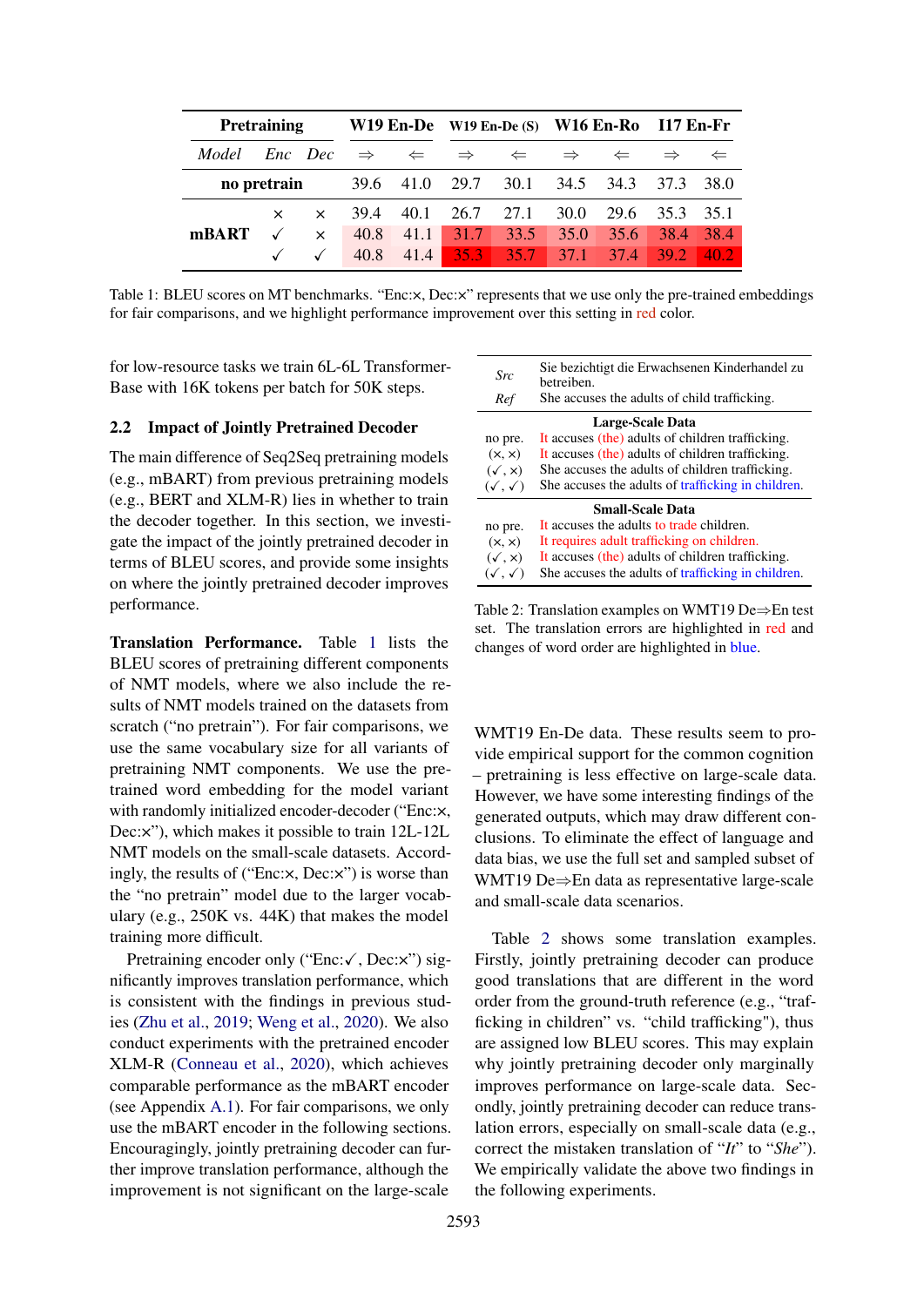| Pretraining | | | W19 En-De | | W19 En-De (S) | | W16 En-Ro | | I17 En-Fr | |
|---|---|---|---|---|---|---|---|---|---|---|
| *Model* | *Enc* | *Dec* | ⇒ | ⇐ | ⇒ | ⇐ | ⇒ | ⇐ | ⇒ | ⇐ |
| **no pretrain** | | | 39.6 | 41.0 | 29.7 | 30.1 | 34.5 | 34.3 | 37.3 | 38.0 |
| **mBART** | × | × | 39.4 | 40.1 | 26.7 | 27.1 | 30.0 | 29.6 | 35.3 | 35.1 |
| | ✓ | × | 40.8 | 41.1 | 31.7 | 33.5 | 35.0 | 35.6 | 38.4 | 38.4 |
| | ✓ | ✓ | 40.8 | 41.4 | 35.3 | 35.7 | 37.1 | 37.4 | 39.2 | 40.2 |

Table 1: BLEU scores on MT benchmarks. "Enc:×, Dec:×" represents that we use only the pre-trained embeddings for fair comparisons, and we highlight performance improvement over this setting in red color.

for low-resource tasks we train 6L-6L Transformer-Base with 16K tokens per batch for 50K steps.

## 2.2 Impact of Jointly Pretrained Decoder

The main difference of Seq2Seq pretraining models (e.g., mBART) from previous pretraining models (e.g., BERT and XLM-R) lies in whether to train the decoder together. In this section, we investigate the impact of the jointly pretrained decoder in terms of BLEU scores, and provide some insights on where the jointly pretrained decoder improves performance.

**Translation Performance.** Table 1 lists the BLEU scores of pretraining different components of NMT models, where we also include the results of NMT models trained on the datasets from scratch ("no pretrain"). For fair comparisons, we use the same vocabulary size for all variants of pretraining NMT components. We use the pre-trained word embedding for the model variant with randomly initialized encoder-decoder ("Enc:×, Dec:×"), which makes it possible to train 12L-12L NMT models on the small-scale datasets. Accordingly, the results of ("Enc:×, Dec:×") is worse than the "no pretrain" model due to the larger vocabulary (e.g., 250K vs. 44K) that makes the model training more difficult.

Pretraining encoder only ("Enc:✓, Dec:×") significantly improves translation performance, which is consistent with the findings in previous studies (Zhu et al., 2019; Weng et al., 2020). We also conduct experiments with the pretrained encoder XLM-R (Conneau et al., 2020), which achieves comparable performance as the mBART encoder (see Appendix A.1). For fair comparisons, we only use the mBART encoder in the following sections. Encouragingly, jointly pretraining decoder can further improve translation performance, although the improvement is not significant on the large-scale WMT19 En-De data. These results seem to provide empirical support for the common cognition – pretraining is less effective on large-scale data. However, we have some interesting findings of the generated outputs, which may draw different conclusions. To eliminate the effect of language and data bias, we use the full set and sampled subset of WMT19 De⇒En data as representative large-scale and small-scale data scenarios.

| | |
|---|---|
| *Src* | Sie bezichtigt die Erwachsenen Kinderhandel zu betreiben. |
| *Ref* | She accuses the adults of child trafficking. |
| | **Large-Scale Data** |
| no pre. | It accuses (the) adults of children trafficking. |
| (×, ×) | It accuses (the) adults of children trafficking. |
| (✓, ×) | She accuses the adults of children trafficking. |
| (✓, ✓) | She accuses the adults of trafficking in children. |
| | **Small-Scale Data** |
| no pre. | It accuses the adults to trade children. |
| (×, ×) | It requires adult trafficking on children. |
| (✓, ×) | It accuses (the) adults of children trafficking. |
| (✓, ✓) | She accuses the adults of trafficking in children. |

Table 2: Translation examples on WMT19 De⇒En test set. The translation errors are highlighted in red and changes of word order are highlighted in blue.

Table 2 shows some translation examples. Firstly, jointly pretraining decoder can produce good translations that are different in the word order from the ground-truth reference (e.g., "trafficking in children" vs. "child trafficking"), thus are assigned low BLEU scores. This may explain why jointly pretraining decoder only marginally improves performance on large-scale data. Secondly, jointly pretraining decoder can reduce translation errors, especially on small-scale data (e.g., correct the mistaken translation of "*It*" to "*She*"). We empirically validate the above two findings in the following experiments.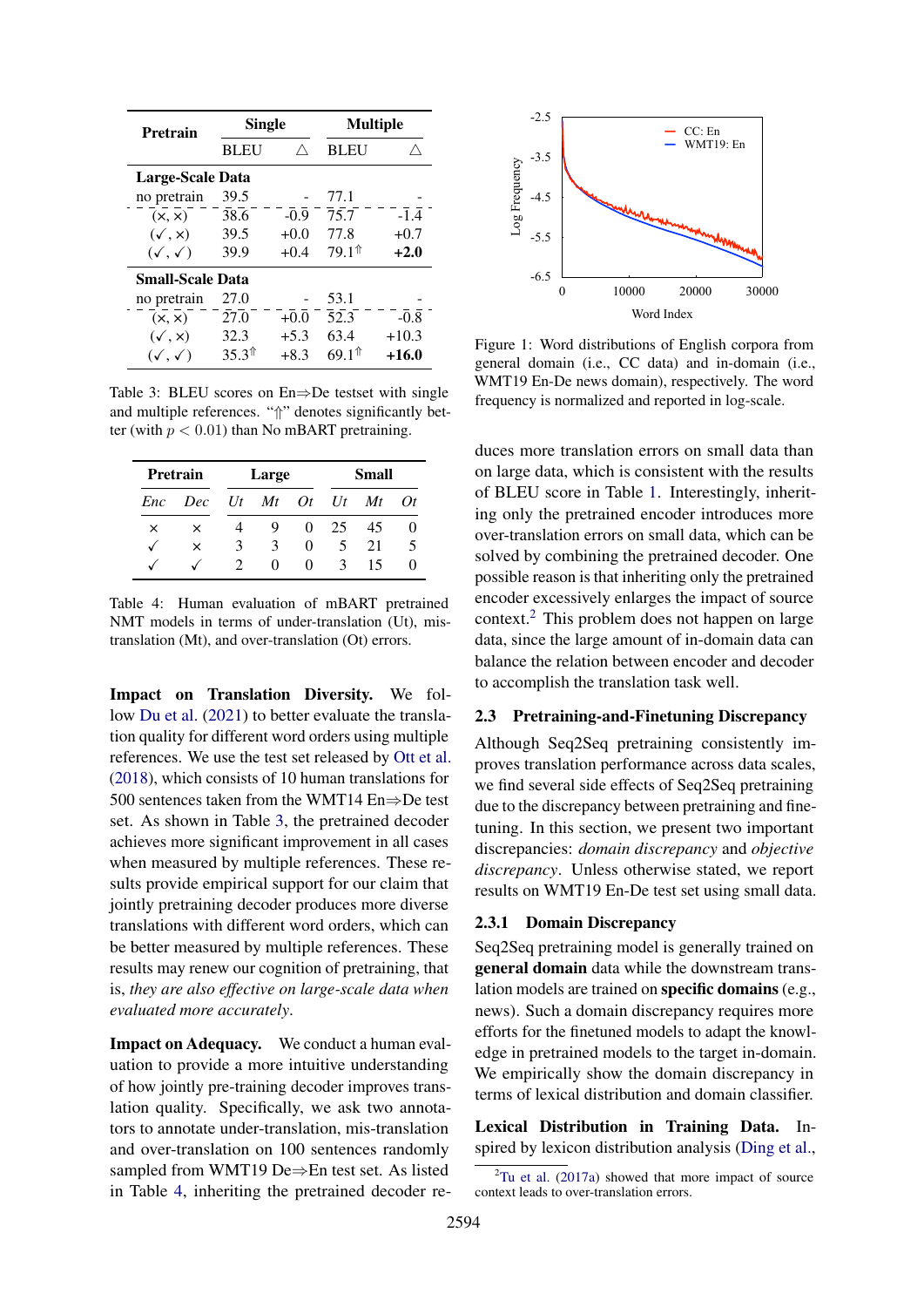| Pretrain | Single | | Multiple | |
|---|---|---|---|---|
| | BLEU | △ | BLEU | △ |
| **Large-Scale Data** | | | | |
| no pretrain | 39.5 | - | 77.1 | - |
| (×, ×) | 38.6 | -0.9 | 75.7 | -1.4 |
| (✓, ×) | 39.5 | +0.0 | 77.8 | +0.7 |
| (✓, ✓) | 39.9 | +0.4 | 79.1⇑ | **+2.0** |
| **Small-Scale Data** | | | | |
| no pretrain | 27.0 | - | 53.1 | - |
| (×, ×) | 27.0 | +0.0 | 52.3 | -0.8 |
| (✓, ×) | 32.3 | +5.3 | 63.4 | +10.3 |
| (✓, ✓) | 35.3⇑ | +8.3 | 69.1⇑ | **+16.0** |

Table 3: BLEU scores on En⇒De testset with single and multiple references. "⇑" denotes significantly better (with $p < 0.01$) than No mBART pretraining.

| Pretrain | | Large | | | Small | | |
|---|---|---|---|---|---|---|---|
| *Enc* | *Dec* | *Ut* | *Mt* | *Ot* | *Ut* | *Mt* | *Ot* |
| × | × | 4 | 9 | 0 | 25 | 45 | 0 |
| ✓ | × | 3 | 3 | 0 | 5 | 21 | 5 |
| ✓ | ✓ | 2 | 0 | 0 | 3 | 15 | 0 |

Table 4: Human evaluation of mBART pretrained NMT models in terms of under-translation (Ut), mis-translation (Mt), and over-translation (Ot) errors.

**Impact on Translation Diversity.** We follow Du et al. (2021) to better evaluate the translation quality for different word orders using multiple references. We use the test set released by Ott et al. (2018), which consists of 10 human translations for 500 sentences taken from the WMT14 En⇒De test set. As shown in Table 3, the pretrained decoder achieves more significant improvement in all cases when measured by multiple references. These results provide empirical support for our claim that jointly pretraining decoder produces more diverse translations with different word orders, which can be better measured by multiple references. These results may renew our cognition of pretraining, that is, *they are also effective on large-scale data when evaluated more accurately*.

**Impact on Adequacy.** We conduct a human evaluation to provide a more intuitive understanding of how jointly pre-training decoder improves translation quality. Specifically, we ask two annotators to annotate under-translation, mis-translation and over-translation on 100 sentences randomly sampled from WMT19 De⇒En test set. As listed in Table 4, inheriting the pretrained decoder reduces more translation errors on small data than on large data, which is consistent with the results of BLEU score in Table 1. Interestingly, inheriting only the pretrained encoder introduces more over-translation errors on small data, which can be solved by combining the pretrained decoder. One possible reason is that inheriting only the pretrained encoder excessively enlarges the impact of source context.[2] This problem does not happen on large data, since the large amount of in-domain data can balance the relation between encoder and decoder to accomplish the translation task well.

Figure 1: Word distributions of English corpora from general domain (i.e., CC data) and in-domain (i.e., WMT19 En-De news domain), respectively. The word frequency is normalized and reported in log-scale.

## 2.3 Pretraining-and-Finetuning Discrepancy

Although Seq2Seq pretraining consistently improves translation performance across data scales, we find several side effects of Seq2Seq pretraining due to the discrepancy between pretraining and finetuning. In this section, we present two important discrepancies: *domain discrepancy* and *objective discrepancy*. Unless otherwise stated, we report results on WMT19 En-De test set using small data.

### 2.3.1 Domain Discrepancy

Seq2Seq pretraining model is generally trained on **general domain** data while the downstream translation models are trained on **specific domains** (e.g., news). Such a domain discrepancy requires more efforts for the finetuned models to adapt the knowledge in pretrained models to the target in-domain. We empirically show the domain discrepancy in terms of lexical distribution and domain classifier.

**Lexical Distribution in Training Data.** Inspired by lexicon distribution analysis (Ding et al.,

[2] Tu et al. (2017a) showed that more impact of source context leads to over-translation errors.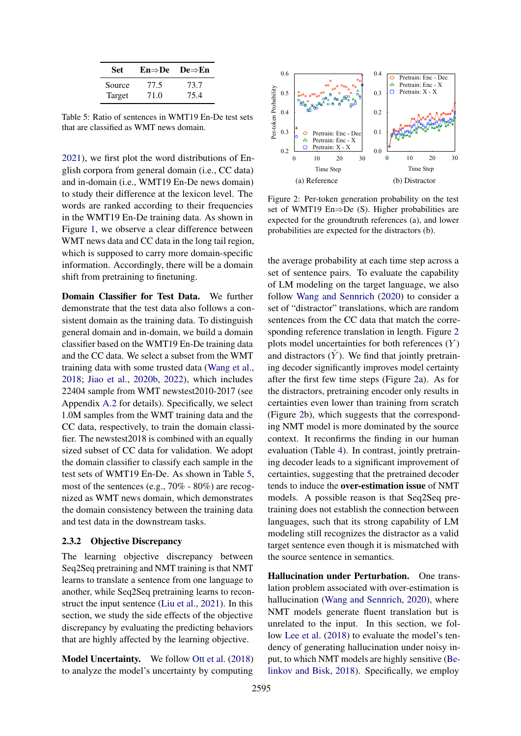| Set | En⇒De | De⇒En |
| --- | --- | --- |
| Source | 77.5 | 73.7 |
| Target | 71.0 | 75.4 |

Table 5: Ratio of sentences in WMT19 En-De test sets that are classified as WMT news domain.

2021), we first plot the word distributions of English corpora from general domain (i.e., CC data) and in-domain (i.e., WMT19 En-De news domain) to study their difference at the lexicon level. The words are ranked according to their frequencies in the WMT19 En-De training data. As shown in Figure 1, we observe a clear difference between WMT news data and CC data in the long tail region, which is supposed to carry more domain-specific information. Accordingly, there will be a domain shift from pretraining to finetuning.

**Domain Classifier for Test Data.** We further demonstrate that the test data also follows a consistent domain as the training data. To distinguish general domain and in-domain, we build a domain classifier based on the WMT19 En-De training data and the CC data. We select a subset from the WMT training data with some trusted data (Wang et al., 2018; Jiao et al., 2020b, 2022), which includes 22404 sample from WMT newstest2010-2017 (see Appendix A.2 for details). Specifically, we select 1.0M samples from the WMT training data and the CC data, respectively, to train the domain classifier. The newstest2018 is combined with an equally sized subset of CC data for validation. We adopt the domain classifier to classify each sample in the test sets of WMT19 En-De. As shown in Table 5, most of the sentences (e.g., 70% - 80%) are recognized as WMT news domain, which demonstrates the domain consistency between the training data and test data in the downstream tasks.

### 2.3.2 Objective Discrepancy

The learning objective discrepancy between Seq2Seq pretraining and NMT training is that NMT learns to translate a sentence from one language to another, while Seq2Seq pretraining learns to reconstruct the input sentence (Liu et al., 2021). In this section, we study the side effects of the objective discrepancy by evaluating the predicting behaviors that are highly affected by the learning objective.

**Model Uncertainty.** We follow Ott et al. (2018) to analyze the model's uncertainty by computing the average probability at each time step across a set of sentence pairs. To evaluate the capability of LM modeling on the target language, we also follow Wang and Sennrich (2020) to consider a set of "distractor" translations, which are random sentences from the CC data that match the corresponding reference translation in length. Figure 2 plots model uncertainties for both references ($Y$) and distractors ($\hat{Y}$). We find that jointly pretraining decoder significantly improves model certainty after the first few time steps (Figure 2a). As for the distractors, pretraining encoder only results in certainties even lower than training from scratch (Figure 2b), which suggests that the corresponding NMT model is more dominated by the source context. It reconfirms the finding in our human evaluation (Table 4). In contrast, jointly pretraining decoder leads to a significant improvement of certainties, suggesting that the pretrained decoder tends to induce the **over-estimation issue** of NMT models. A possible reason is that Seq2Seq pretraining does not establish the connection between languages, such that its strong capability of LM modeling still recognizes the distractor as a valid target sentence even though it is mismatched with the source sentence in semantics.

Figure 2: Per-token generation probability on the test set of WMT19 En⇒De (S). Higher probabilities are expected for the groundtruth references (a), and lower probabilities are expected for the distractors (b).

**Hallucination under Perturbation.** One translation problem associated with over-estimation is hallucination (Wang and Sennrich, 2020), where NMT models generate fluent translation but is unrelated to the input. In this section, we follow Lee et al. (2018) to evaluate the model's tendency of generating hallucination under noisy input, to which NMT models are highly sensitive (Belinkov and Bisk, 2018). Specifically, we employ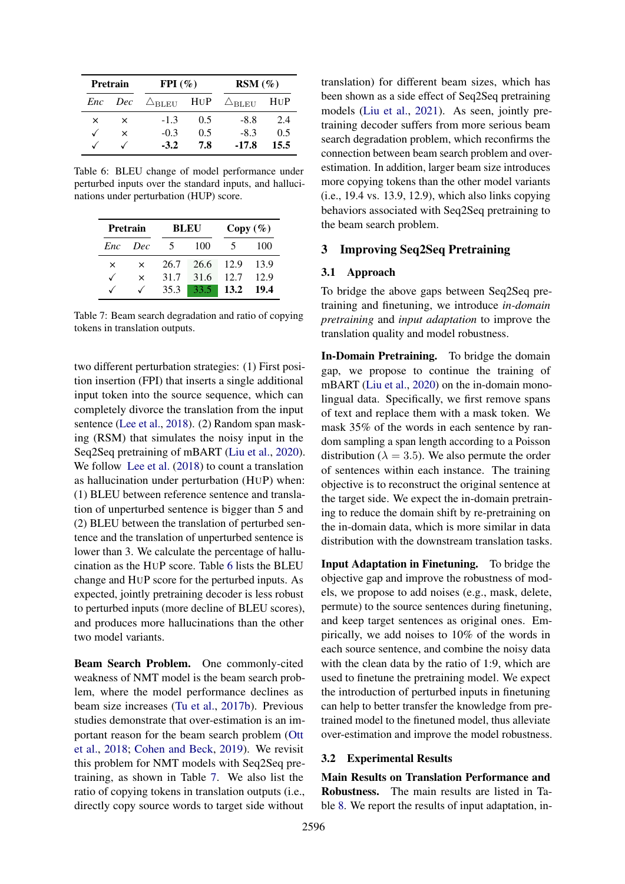| Pretrain | | FPI (%) | | RSM (%) | |
|---|---|---|---|---|---|
| *Enc* | *Dec* | $\triangle_{\text{BLEU}}$ | HUP | $\triangle_{\text{BLEU}}$ | HUP |
| × | × | -1.3 | 0.5 | -8.8 | 2.4 |
| ✓ | × | -0.3 | 0.5 | -8.3 | 0.5 |
| ✓ | ✓ | **-3.2** | **7.8** | **-17.8** | **15.5** |

Table 6: BLEU change of model performance under perturbed inputs over the standard inputs, and hallucinations under perturbation (HUP) score.

| Pretrain | | BLEU | | Copy (%) | |
|---|---|---|---|---|---|
| *Enc* | *Dec* | 5 | 100 | 5 | 100 |
| × | × | 26.7 | 26.6 | 12.9 | 13.9 |
| ✓ | × | 31.7 | 31.6 | 12.7 | 12.9 |
| ✓ | ✓ | 35.3 | 33.5 | **13.2** | **19.4** |

Table 7: Beam search degradation and ratio of copying tokens in translation outputs.

two different perturbation strategies: (1) First position insertion (FPI) that inserts a single additional input token into the source sequence, which can completely divorce the translation from the input sentence (Lee et al., 2018). (2) Random span masking (RSM) that simulates the noisy input in the Seq2Seq pretraining of mBART (Liu et al., 2020). We follow Lee et al. (2018) to count a translation as hallucination under perturbation (HUP) when: (1) BLEU between reference sentence and translation of unperturbed sentence is bigger than 5 and (2) BLEU between the translation of perturbed sentence and the translation of unperturbed sentence is lower than 3. We calculate the percentage of hallucination as the HUP score. Table 6 lists the BLEU change and HUP score for the perturbed inputs. As expected, jointly pretraining decoder is less robust to perturbed inputs (more decline of BLEU scores), and produces more hallucinations than the other two model variants.

**Beam Search Problem.** One commonly-cited weakness of NMT model is the beam search problem, where the model performance declines as beam size increases (Tu et al., 2017b). Previous studies demonstrate that over-estimation is an important reason for the beam search problem (Ott et al., 2018; Cohen and Beck, 2019). We revisit this problem for NMT models with Seq2Seq pretraining, as shown in Table 7. We also list the ratio of copying tokens in translation outputs (i.e., directly copy source words to target side without translation) for different beam sizes, which has been shown as a side effect of Seq2Seq pretraining models (Liu et al., 2021). As seen, jointly pretraining decoder suffers from more serious beam search degradation problem, which reconfirms the connection between beam search problem and overestimation. In addition, larger beam size introduces more copying tokens than the other model variants (i.e., 19.4 vs. 13.9, 12.9), which also links copying behaviors associated with Seq2Seq pretraining to the beam search problem.

## 3 Improving Seq2Seq Pretraining

### 3.1 Approach

To bridge the above gaps between Seq2Seq pretraining and finetuning, we introduce *in-domain pretraining* and *input adaptation* to improve the translation quality and model robustness.

**In-Domain Pretraining.** To bridge the domain gap, we propose to continue the training of mBART (Liu et al., 2020) on the in-domain monolingual data. Specifically, we first remove spans of text and replace them with a mask token. We mask 35% of the words in each sentence by random sampling a span length according to a Poisson distribution ($\lambda = 3.5$). We also permute the order of sentences within each instance. The training objective is to reconstruct the original sentence at the target side. We expect the in-domain pretraining to reduce the domain shift by re-pretraining on the in-domain data, which is more similar in data distribution with the downstream translation tasks.

**Input Adaptation in Finetuning.** To bridge the objective gap and improve the robustness of models, we propose to add noises (e.g., mask, delete, permute) to the source sentences during finetuning, and keep target sentences as original ones. Empirically, we add noises to 10% of the words in each source sentence, and combine the noisy data with the clean data by the ratio of 1:9, which are used to finetune the pretraining model. We expect the introduction of perturbed inputs in finetuning can help to better transfer the knowledge from pretrained model to the finetuned model, thus alleviate over-estimation and improve the model robustness.

### 3.2 Experimental Results

**Main Results on Translation Performance and Robustness.** The main results are listed in Table 8. We report the results of input adaptation, in-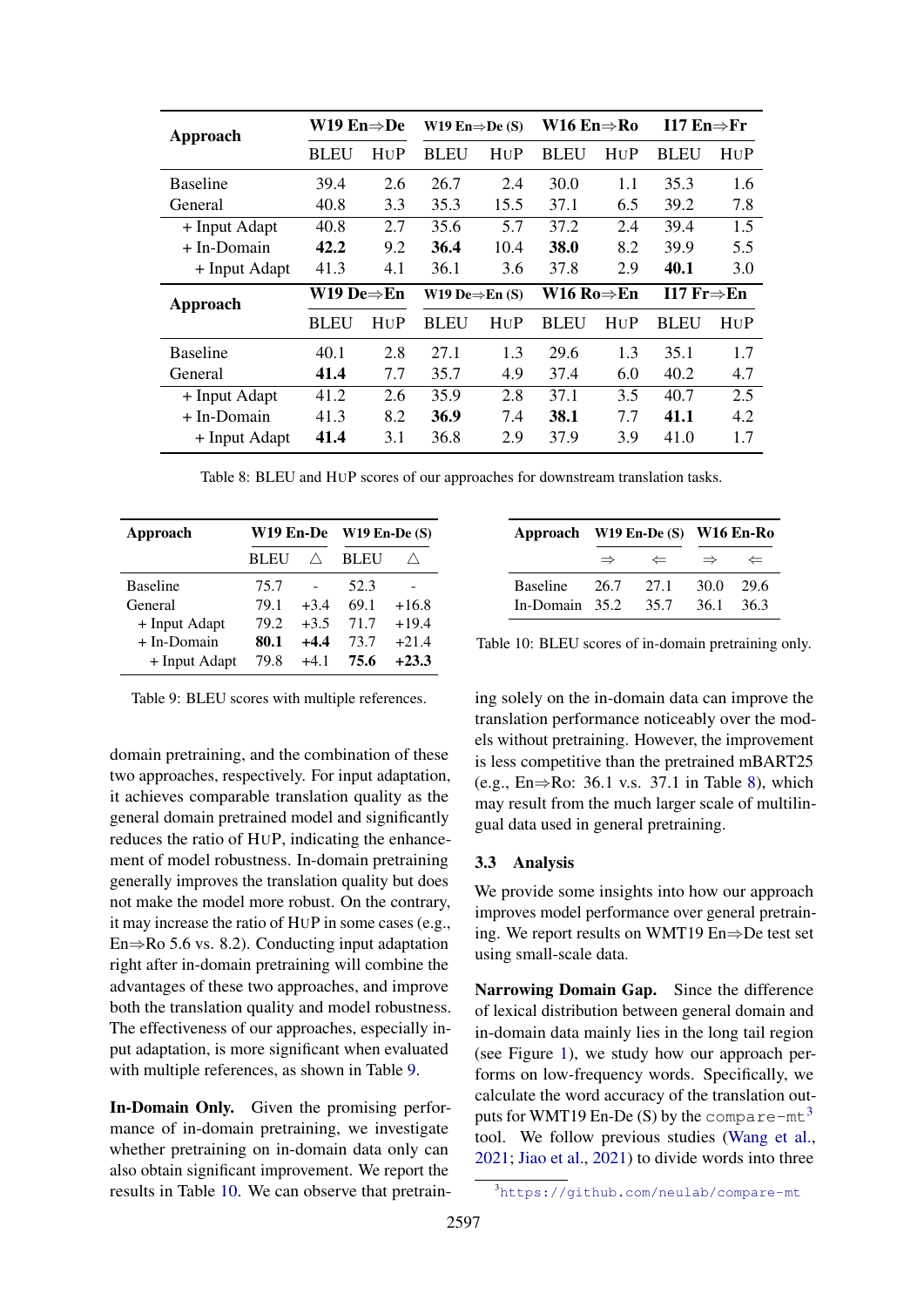| Approach | W19 En⇒De | | W19 En⇒De (S) | | W16 En⇒Ro | | I17 En⇒Fr | |
|---|---|---|---|---|---|---|---|---|
| | BLEU | HUP | BLEU | HUP | BLEU | HUP | BLEU | HUP |
| Baseline | 39.4 | 2.6 | 26.7 | 2.4 | 30.0 | 1.1 | 35.3 | 1.6 |
| General | 40.8 | 3.3 | 35.3 | 15.5 | 37.1 | 6.5 | 39.2 | 7.8 |
| + Input Adapt | 40.8 | 2.7 | 35.6 | 5.7 | 37.2 | 2.4 | 39.4 | 1.5 |
| + In-Domain | **42.2** | 9.2 | **36.4** | 10.4 | **38.0** | 8.2 | 39.9 | 5.5 |
| + Input Adapt | 41.3 | 4.1 | 36.1 | 3.6 | 37.8 | 2.9 | **40.1** | 3.0 |
| **Approach** | **W19 De⇒En** | | **W19 De⇒En (S)** | | **W16 Ro⇒En** | | **I17 Fr⇒En** | |
| | BLEU | HUP | BLEU | HUP | BLEU | HUP | BLEU | HUP |
| Baseline | 40.1 | 2.8 | 27.1 | 1.3 | 29.6 | 1.3 | 35.1 | 1.7 |
| General | **41.4** | 7.7 | 35.7 | 4.9 | 37.4 | 6.0 | 40.2 | 4.7 |
| + Input Adapt | 41.2 | 2.6 | 35.9 | 2.8 | 37.1 | 3.5 | 40.7 | 2.5 |
| + In-Domain | 41.3 | 8.2 | **36.9** | 7.4 | **38.1** | 7.7 | **41.1** | 4.2 |
| + Input Adapt | **41.4** | 3.1 | 36.8 | 2.9 | 37.9 | 3.9 | 41.0 | 1.7 |

Table 8: BLEU and HUP scores of our approaches for downstream translation tasks.

| Approach | W19 En-De | | W19 En-De (S) | |
|---|---|---|---|---|
| | BLEU | △ | BLEU | △ |
| Baseline | 75.7 | - | 52.3 | - |
| General | 79.1 | +3.4 | 69.1 | +16.8 |
| + Input Adapt | 79.2 | +3.5 | 71.7 | +19.4 |
| + In-Domain | **80.1** | **+4.4** | 73.7 | +21.4 |
| + Input Adapt | 79.8 | +4.1 | **75.6** | **+23.3** |

Table 9: BLEU scores with multiple references.

domain pretraining, and the combination of these two approaches, respectively. For input adaptation, it achieves comparable translation quality as the general domain pretrained model and significantly reduces the ratio of HUP, indicating the enhancement of model robustness. In-domain pretraining generally improves the translation quality but does not make the model more robust. On the contrary, it may increase the ratio of HUP in some cases (e.g., En⇒Ro 5.6 vs. 8.2). Conducting input adaptation right after in-domain pretraining will combine the advantages of these two approaches, and improve both the translation quality and model robustness. The effectiveness of our approaches, especially input adaptation, is more significant when evaluated with multiple references, as shown in Table 9.

**In-Domain Only.** Given the promising performance of in-domain pretraining, we investigate whether pretraining on in-domain data only can also obtain significant improvement. We report the results in Table 10. We can observe that pretraining solely on the in-domain data can improve the translation performance noticeably over the models without pretraining. However, the improvement is less competitive than the pretrained mBART25 (e.g., En⇒Ro: 36.1 v.s. 37.1 in Table 8), which may result from the much larger scale of multilingual data used in general pretraining.

| Approach | W19 En-De (S) | | W16 En-Ro | |
|---|---|---|---|---|
| | ⇒ | ⇐ | ⇒ | ⇐ |
| Baseline | 26.7 | 27.1 | 30.0 | 29.6 |
| In-Domain | 35.2 | 35.7 | 36.1 | 36.3 |

Table 10: BLEU scores of in-domain pretraining only.

### 3.3 Analysis

We provide some insights into how our approach improves model performance over general pretraining. We report results on WMT19 En⇒De test set using small-scale data.

**Narrowing Domain Gap.** Since the difference of lexical distribution between general domain and in-domain data mainly lies in the long tail region (see Figure 1), we study how our approach performs on low-frequency words. Specifically, we calculate the word accuracy of the translation outputs for WMT19 En-De (S) by the `compare-mt`[3] tool. We follow previous studies (Wang et al., 2021; Jiao et al., 2021) to divide words into three

[3] https://github.com/neulab/compare-mt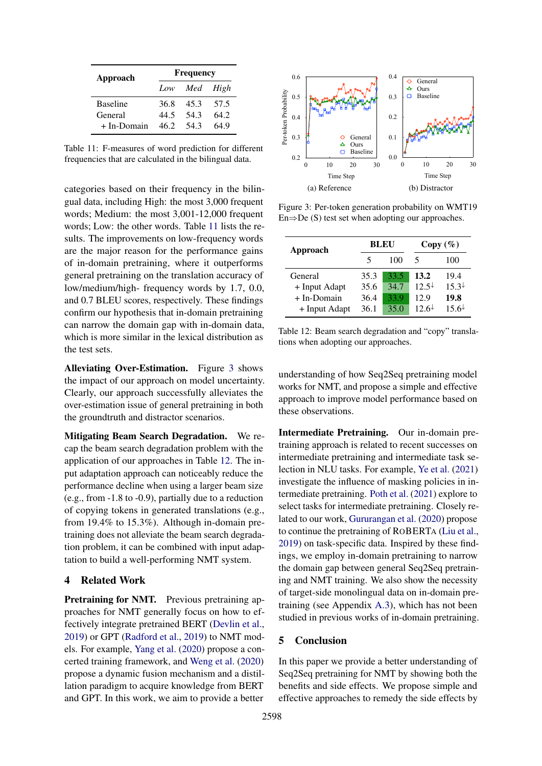| Approach | Frequency | | |
|---|---|---|---|
| | *Low* | *Med* | *High* |
| Baseline | 36.8 | 45.3 | 57.5 |
| General | 44.5 | 54.3 | 64.2 |
| + In-Domain | 46.2 | 54.3 | 64.9 |

Table 11: F-measures of word prediction for different frequencies that are calculated in the bilingual data.

categories based on their frequency in the bilingual data, including High: the most 3,000 frequent words; Medium: the most 3,001-12,000 frequent words; Low: the other words. Table 11 lists the results. The improvements on low-frequency words are the major reason for the performance gains of in-domain pretraining, where it outperforms general pretraining on the translation accuracy of low/medium/high- frequency words by 1.7, 0.0, and 0.7 BLEU scores, respectively. These findings confirm our hypothesis that in-domain pretraining can narrow the domain gap with in-domain data, which is more similar in the lexical distribution as the test sets.

**Alleviating Over-Estimation.** Figure 3 shows the impact of our approach on model uncertainty. Clearly, our approach successfully alleviates the over-estimation issue of general pretraining in both the groundtruth and distractor scenarios.

**Mitigating Beam Search Degradation.** We recap the beam search degradation problem with the application of our approaches in Table 12. The input adaptation approach can noticeably reduce the performance decline when using a larger beam size (e.g., from -1.8 to -0.9), partially due to a reduction of copying tokens in generated translations (e.g., from 19.4% to 15.3%). Although in-domain pretraining does not alleviate the beam search degradation problem, it can be combined with input adaptation to build a well-performing NMT system.

## 4 Related Work

**Pretraining for NMT.** Previous pretraining approaches for NMT generally focus on how to effectively integrate pretrained BERT (Devlin et al., 2019) or GPT (Radford et al., 2019) to NMT models. For example, Yang et al. (2020) propose a concerted training framework, and Weng et al. (2020) propose a dynamic fusion mechanism and a distillation paradigm to acquire knowledge from BERT and GPT. In this work, we aim to provide a better understanding of how Seq2Seq pretraining model works for NMT, and propose a simple and effective approach to improve model performance based on these observations.

(a) Reference (b) Distractor

Figure 3: Per-token generation probability on WMT19 En⇒De (S) test set when adopting our approaches.

| Approach | BLEU | | Copy (%) | |
|---|---|---|---|---|
| | 5 | 100 | 5 | 100 |
| General | 35.3 | 33.5 | **13.2** | 19.4 |
| + Input Adapt | 35.6 | 34.7 | 12.5↓ | 15.3↓ |
| + In-Domain | 36.4 | 33.9 | 12.9 | **19.8** |
| + Input Adapt | 36.1 | 35.0 | 12.6↓ | 15.6↓ |

Table 12: Beam search degradation and "copy" translations when adopting our approaches.

**Intermediate Pretraining.** Our in-domain pretraining approach is related to recent successes on intermediate pretraining and intermediate task selection in NLU tasks. For example, Ye et al. (2021) investigate the influence of masking policies in intermediate pretraining. Poth et al. (2021) explore to select tasks for intermediate pretraining. Closely related to our work, Gururangan et al. (2020) propose to continue the pretraining of RoBERTa (Liu et al., 2019) on task-specific data. Inspired by these findings, we employ in-domain pretraining to narrow the domain gap between general Seq2Seq pretraining and NMT training. We also show the necessity of target-side monolingual data on in-domain pretraining (see Appendix A.3), which has not been studied in previous works of in-domain pretraining.

## 5 Conclusion

In this paper we provide a better understanding of Seq2Seq pretraining for NMT by showing both the benefits and side effects. We propose simple and effective approaches to remedy the side effects by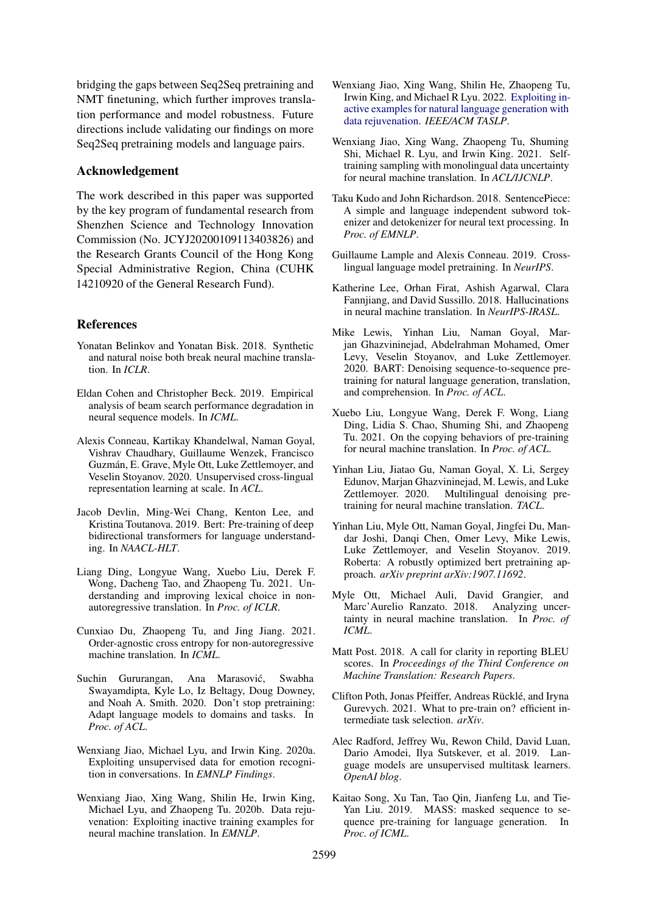bridging the gaps between Seq2Seq pretraining and NMT finetuning, which further improves translation performance and model robustness. Future directions include validating our findings on more Seq2Seq pretraining models and language pairs.

## Acknowledgement

The work described in this paper was supported by the key program of fundamental research from Shenzhen Science and Technology Innovation Commission (No. JCYJ20200109113403826) and the Research Grants Council of the Hong Kong Special Administrative Region, China (CUHK 14210920 of the General Research Fund).

## References

Yonatan Belinkov and Yonatan Bisk. 2018. Synthetic and natural noise both break neural machine translation. In *ICLR*.

Eldan Cohen and Christopher Beck. 2019. Empirical analysis of beam search performance degradation in neural sequence models. In *ICML*.

Alexis Conneau, Kartikay Khandelwal, Naman Goyal, Vishrav Chaudhary, Guillaume Wenzek, Francisco Guzmán, E. Grave, Myle Ott, Luke Zettlemoyer, and Veselin Stoyanov. 2020. Unsupervised cross-lingual representation learning at scale. In *ACL*.

Jacob Devlin, Ming-Wei Chang, Kenton Lee, and Kristina Toutanova. 2019. Bert: Pre-training of deep bidirectional transformers for language understanding. In *NAACL-HLT*.

Liang Ding, Longyue Wang, Xuebo Liu, Derek F. Wong, Dacheng Tao, and Zhaopeng Tu. 2021. Understanding and improving lexical choice in non-autoregressive translation. In *Proc. of ICLR*.

Cunxiao Du, Zhaopeng Tu, and Jing Jiang. 2021. Order-agnostic cross entropy for non-autoregressive machine translation. In *ICML*.

Suchin Gururangan, Ana Marasović, Swabha Swayamdipta, Kyle Lo, Iz Beltagy, Doug Downey, and Noah A. Smith. 2020. Don't stop pretraining: Adapt language models to domains and tasks. In *Proc. of ACL*.

Wenxiang Jiao, Michael Lyu, and Irwin King. 2020a. Exploiting unsupervised data for emotion recognition in conversations. In *EMNLP Findings*.

Wenxiang Jiao, Xing Wang, Shilin He, Irwin King, Michael Lyu, and Zhaopeng Tu. 2020b. Data rejuvenation: Exploiting inactive training examples for neural machine translation. In *EMNLP*.

Wenxiang Jiao, Xing Wang, Shilin He, Zhaopeng Tu, Irwin King, and Michael R Lyu. 2022. Exploiting inactive examples for natural language generation with data rejuvenation. *IEEE/ACM TASLP*.

Wenxiang Jiao, Xing Wang, Zhaopeng Tu, Shuming Shi, Michael R. Lyu, and Irwin King. 2021. Self-training sampling with monolingual data uncertainty for neural machine translation. In *ACL/IJCNLP*.

Taku Kudo and John Richardson. 2018. SentencePiece: A simple and language independent subword tokenizer and detokenizer for neural text processing. In *Proc. of EMNLP*.

Guillaume Lample and Alexis Conneau. 2019. Cross-lingual language model pretraining. In *NeurIPS*.

Katherine Lee, Orhan Firat, Ashish Agarwal, Clara Fannjiang, and David Sussillo. 2018. Hallucinations in neural machine translation. In *NeurIPS-IRASL*.

Mike Lewis, Yinhan Liu, Naman Goyal, Marjan Ghazvininejad, Abdelrahman Mohamed, Omer Levy, Veselin Stoyanov, and Luke Zettlemoyer. 2020. BART: Denoising sequence-to-sequence pre-training for natural language generation, translation, and comprehension. In *Proc. of ACL*.

Xuebo Liu, Longyue Wang, Derek F. Wong, Liang Ding, Lidia S. Chao, Shuming Shi, and Zhaopeng Tu. 2021. On the copying behaviors of pre-training for neural machine translation. In *Proc. of ACL*.

Yinhan Liu, Jiatao Gu, Naman Goyal, X. Li, Sergey Edunov, Marjan Ghazvininejad, M. Lewis, and Luke Zettlemoyer. 2020. Multilingual denoising pre-training for neural machine translation. *TACL*.

Yinhan Liu, Myle Ott, Naman Goyal, Jingfei Du, Mandar Joshi, Danqi Chen, Omer Levy, Mike Lewis, Luke Zettlemoyer, and Veselin Stoyanov. 2019. Roberta: A robustly optimized bert pretraining approach. *arXiv preprint arXiv:1907.11692*.

Myle Ott, Michael Auli, David Grangier, and Marc'Aurelio Ranzato. 2018. Analyzing uncertainty in neural machine translation. In *Proc. of ICML*.

Matt Post. 2018. A call for clarity in reporting BLEU scores. In *Proceedings of the Third Conference on Machine Translation: Research Papers*.

Clifton Poth, Jonas Pfeiffer, Andreas Rücklé, and Iryna Gurevych. 2021. What to pre-train on? efficient intermediate task selection. *arXiv*.

Alec Radford, Jeffrey Wu, Rewon Child, David Luan, Dario Amodei, Ilya Sutskever, et al. 2019. Language models are unsupervised multitask learners. *OpenAI blog*.

Kaitao Song, Xu Tan, Tao Qin, Jianfeng Lu, and Tie-Yan Liu. 2019. MASS: masked sequence to sequence pre-training for language generation. In *Proc. of ICML*.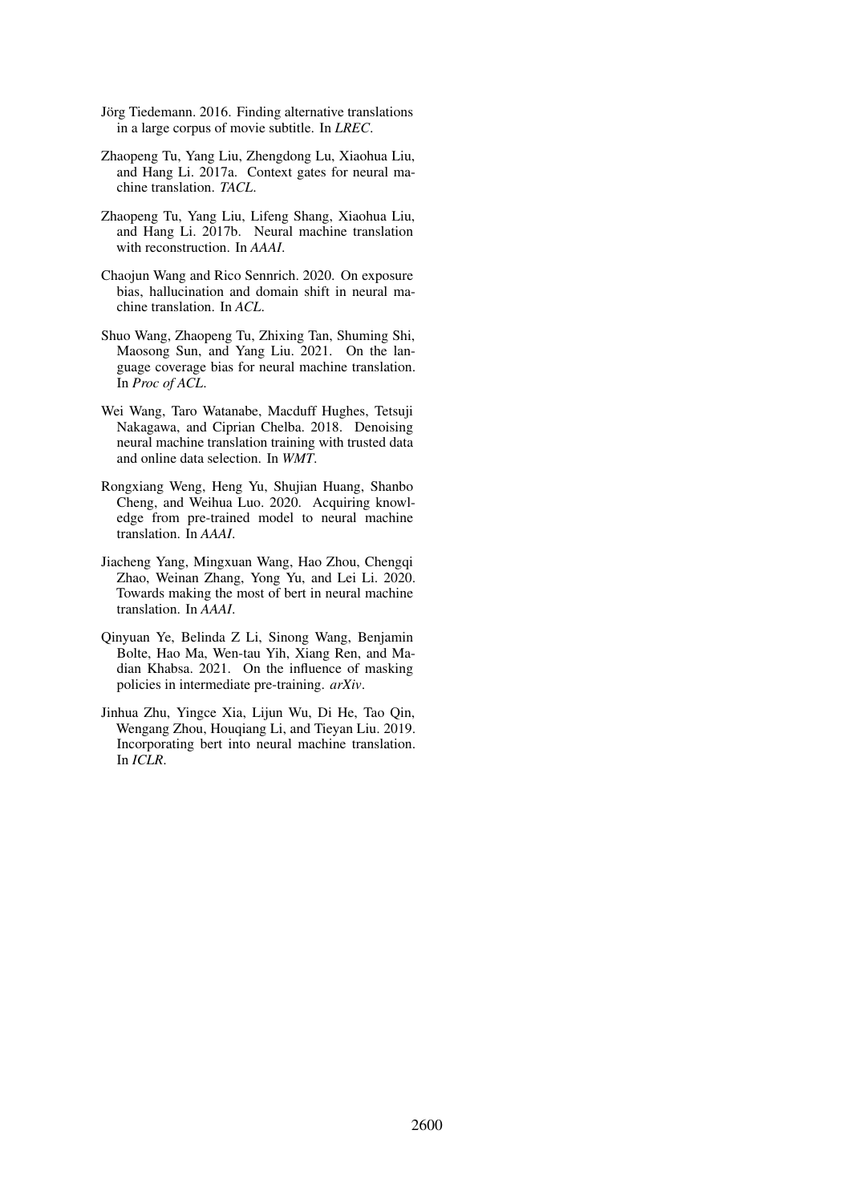Jörg Tiedemann. 2016. Finding alternative translations in a large corpus of movie subtitle. In *LREC*.

Zhaopeng Tu, Yang Liu, Zhengdong Lu, Xiaohua Liu, and Hang Li. 2017a. Context gates for neural machine translation. *TACL*.

Zhaopeng Tu, Yang Liu, Lifeng Shang, Xiaohua Liu, and Hang Li. 2017b. Neural machine translation with reconstruction. In *AAAI*.

Chaojun Wang and Rico Sennrich. 2020. On exposure bias, hallucination and domain shift in neural machine translation. In *ACL*.

Shuo Wang, Zhaopeng Tu, Zhixing Tan, Shuming Shi, Maosong Sun, and Yang Liu. 2021. On the language coverage bias for neural machine translation. In *Proc of ACL*.

Wei Wang, Taro Watanabe, Macduff Hughes, Tetsuji Nakagawa, and Ciprian Chelba. 2018. Denoising neural machine translation training with trusted data and online data selection. In *WMT*.

Rongxiang Weng, Heng Yu, Shujian Huang, Shanbo Cheng, and Weihua Luo. 2020. Acquiring knowledge from pre-trained model to neural machine translation. In *AAAI*.

Jiacheng Yang, Mingxuan Wang, Hao Zhou, Chengqi Zhao, Weinan Zhang, Yong Yu, and Lei Li. 2020. Towards making the most of bert in neural machine translation. In *AAAI*.

Qinyuan Ye, Belinda Z Li, Sinong Wang, Benjamin Bolte, Hao Ma, Wen-tau Yih, Xiang Ren, and Madian Khabsa. 2021. On the influence of masking policies in intermediate pre-training. *arXiv*.

Jinhua Zhu, Yingce Xia, Lijun Wu, Di He, Tao Qin, Wengang Zhou, Houqiang Li, and Tieyan Liu. 2019. Incorporating bert into neural machine translation. In *ICLR*.